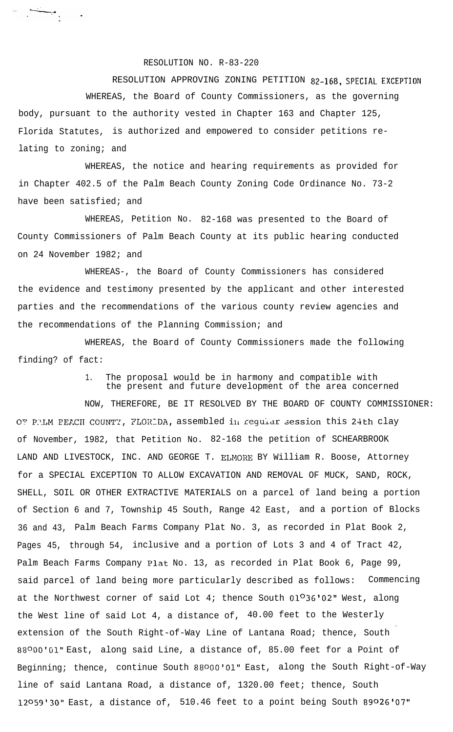RESOLUTION NO. R-83-220

RESOLUTION APPROVING ZONING PETITION 82-168, SPECIAL EXCEPTION

WHEREAS, the Board of County Commissioners, as the governing body, pursuant to the authority vested in Chapter 163 and Chapter 125, Florida Statutes, is authorized and empowered to consider petitions relating to zoning; and

WHEREAS, the notice and hearing requirements as provided for in Chapter 402.5 of the Palm Beach County Zoning Code Ordinance No. 73-2 have been satisfied; and

WHEREAS, Petition No. 82-168 was presented to the Board of County Commissioners of Palm Beach County at its public hearing conducted on 24 November 1982; and

WHEREAS-, the Board of County Commissioners has considered the evidence and testimony presented by the applicant and other interested parties and the recommendations of the various county review agencies and the recommendations of the Planning Commission; and

WHEREAS, the Board of County Commissioners made the following finding? of fact:

1. The proposal would be in harmony and compatible with the present and future development of the area concerned

NOW, THEREFORE, BE IT RESOLVED BY THE BOARD OF COUNTY COMMISSIONER: OF PALM BEACH COUNTY, FLORIDA, assembled in regular session this 24th clay of November, 1982, that Petition No. 82-168 the petition of SCHEARBROOK LAND AND LIVESTOCK, INC. AND GEORGE T. ELMORE BY William R. Boose, Attorney for a SPECIAL EXCEPTION TO ALLOW EXCAVATION AND REMOVAL OF MUCK, SAND, ROCK, SHELL, SOIL OR OTHER EXTRACTIVE MATERIALS on a parcel of land being a portion of Section 6 and 7, Township 45 South, Range 42 East, and a portion of Blocks 36 and 43, Palm Beach Farms Company Plat No. 3, as recorded in Plat Book 2, Pages 45, through 54, inclusive and a portion of Lots 3 and 4 of Tract 42, Palm Beach Farms Company Plat No. 13, as recorded in Plat Book 6, Page 99, said parcel of land being more particularly described as follows: Commencing at the Northwest corner of said Lot 4; thence South 01°36'02" West, along the West line of said Lot 4, a distance of, 40.00 feet to the Westerly extension of the South Right-of-Way Line of Lantana Road; thence, South 88°00'01" East, along said Line, a distance of, 85.00 feet for a Point of Beginning; thence, continue South 88°00'01" East, along the South Right-of-Way line of said Lantana Road, a distance of, 1320.00 feet; thence, South 12°59'30" East, a distance of, 510.46 feet to a point being South 89°26'07"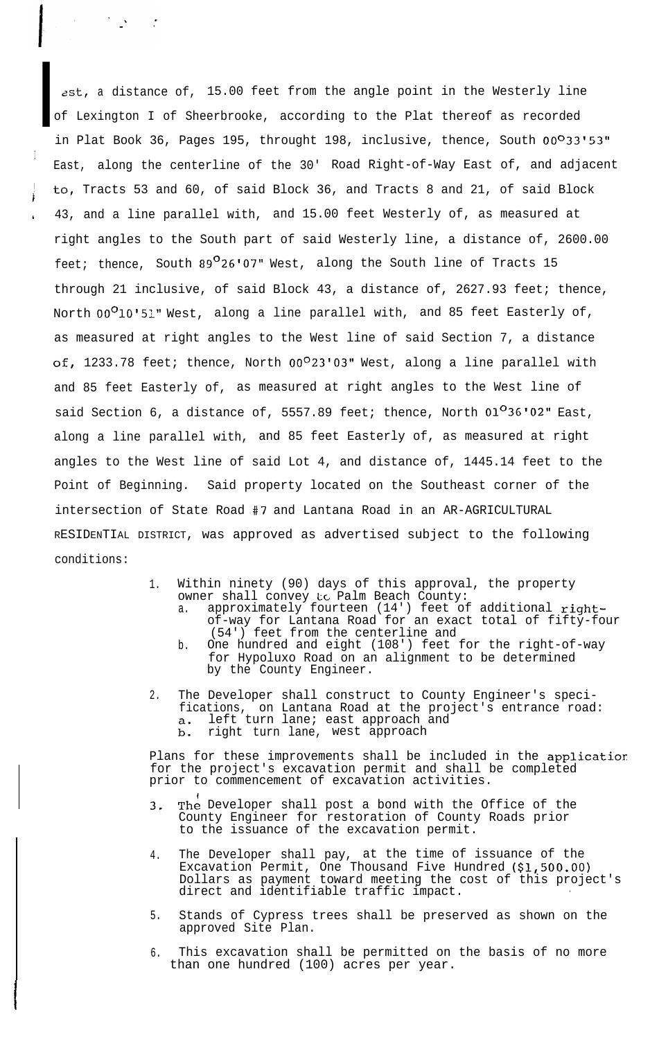est, a distance of, 15.00 feet from the angle point in the Westerly line of Lexington I of Sheerbrooke, according to the Plat thereof as recorded in Plat Book 36, Pages 195, throught 198, inclusive, thence, South 00°33'53" East, along the centerline of the 30' Road Right-of-Way East of, and adjacent to, Tracts 53 and 60, of said Block 36, and Tracts 8 and 21, of said Block 43, and a line parallel with, and 15.00 feet Westerly of, as measured at right angles to the South part of said Westerly line, a distance of, 2600.00 feet; thence, South 89°26'07" West, along the South line of Tracts 15 through 21 inclusive, of said Block 43, a distance of, 2627.93 feet; thence, North 00°10'51" West, along a line parallel with, and 85 feet Easterly of, as measured at right angles to the West line of said Section 7, a distance of, 1233.78 feet; thence, North 00°23'03" West, along a line parallel with and 85 feet Easterly of, as measured at right angles to the West line of said Section 6, a distance of, 5557.89 feet; thence, North 01°36'02" East, along a line parallel with, and 85 feet Easterly of, as measured at right angles to the West line of said Lot 4, and distance of, 1445.14 feet to the Point of Beginning. Said property located on the Southeast corner of the intersection of State Road #7 and Lantana Road in an AR-AGRICULTURAL RESIDENTIAL DISTRICT, was approved as advertised subject to the following conditions:

1. Within ninety (90) days of this approval, the property owner shall convey to Palm Beach County:
   a. approximately fourteen (14') feet of additional right-of-way for Lantana Road for an exact total of fifty-four (54') feet from the centerline and
   b. One hundred and eight (108') feet for the right-of-way for Hypoluxo Road on an alignment to be determined by the County Engineer.

2. The Developer shall construct to County Engineer's specifications, on Lantana Road at the project's entrance road:
   a. left turn lane; east approach and
   b. right turn lane, west approach

   Plans for these improvements shall be included in the application for the project's excavation permit and shall be completed prior to commencement of excavation activities.

3. The Developer shall post a bond with the Office of the County Engineer for restoration of County Roads prior to the issuance of the excavation permit.

4. The Developer shall pay, at the time of issuance of the Excavation Permit, One Thousand Five Hundred ($1,500.00) Dollars as payment toward meeting the cost of this project's direct and identifiable traffic impact.

5. Stands of Cypress trees shall be preserved as shown on the approved Site Plan.

6. This excavation shall be permitted on the basis of no more than one hundred (100) acres per year.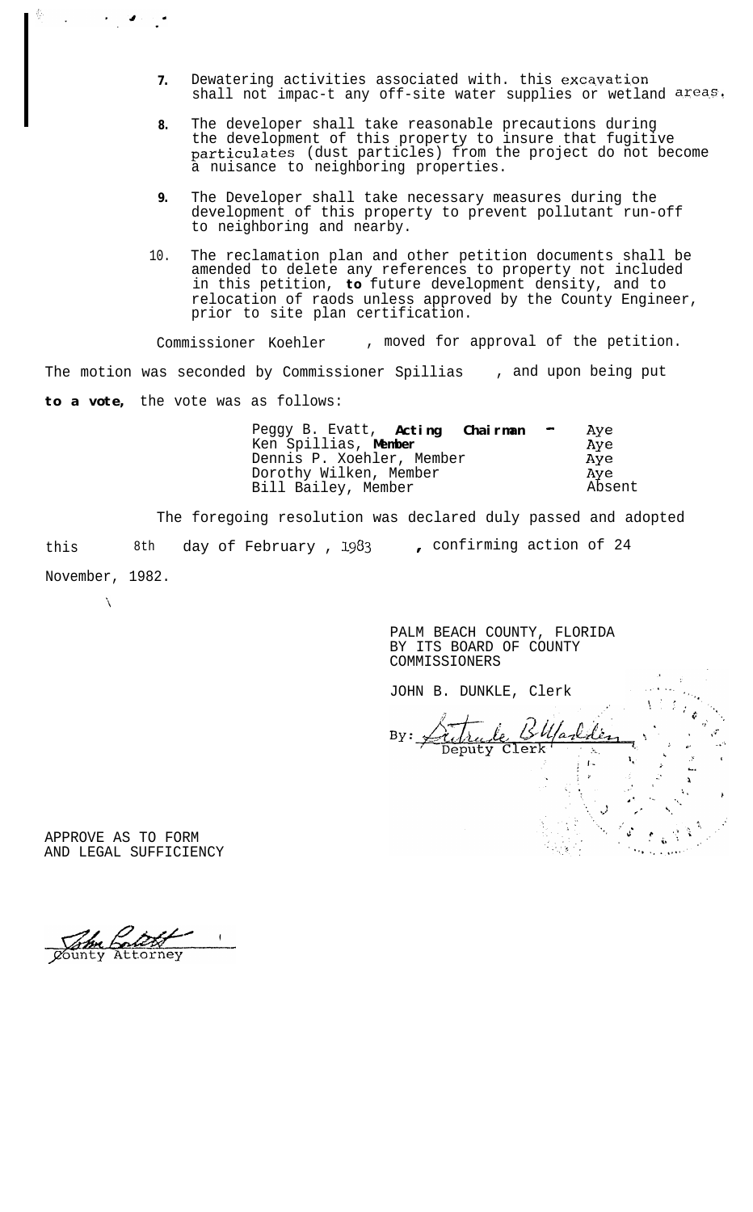7. Dewatering activities associated with. this excavation shall not impac-t any off-site water supplies or wetland areas.

8. The developer shall take reasonable precautions during the development of this property to insure that fugitive particulates (dust particles) from the project do not become a nuisance to neighboring properties.

9. The Developer shall take necessary measures during the development of this property to prevent pollutant run-off to neighboring and nearby.

10. The reclamation plan and other petition documents shall be amended to delete any references to property not included in this petition, **to** future development density, and to relocation of raods unless approved by the County Engineer, prior to site plan certification.

Commissioner Koehler , moved for approval of the petition. The motion was seconded by Commissioner Spillias , and upon being put **to a vote,** the vote was as follows:

| | |
|---|---|
| Peggy B. Evatt, **Acting Chairman** - | Aye |
| Ken Spillias, **Member** | Aye |
| Dennis P. Xoehler, Member | Aye |
| Dorothy Wilken, Member | Aye |
| Bill Bailey, Member | Absent |

The foregoing resolution was declared duly passed and adopted this 8th day of February , 1983 , confirming action of 24 November, 1982.

PALM BEACH COUNTY, FLORIDA
BY ITS BOARD OF COUNTY
COMMISSIONERS

JOHN B. DUNKLE, Clerk

By: ______________
Deputy Clerk

APPROVE AS TO FORM
AND LEGAL SUFFICIENCY

______________
County Attorney